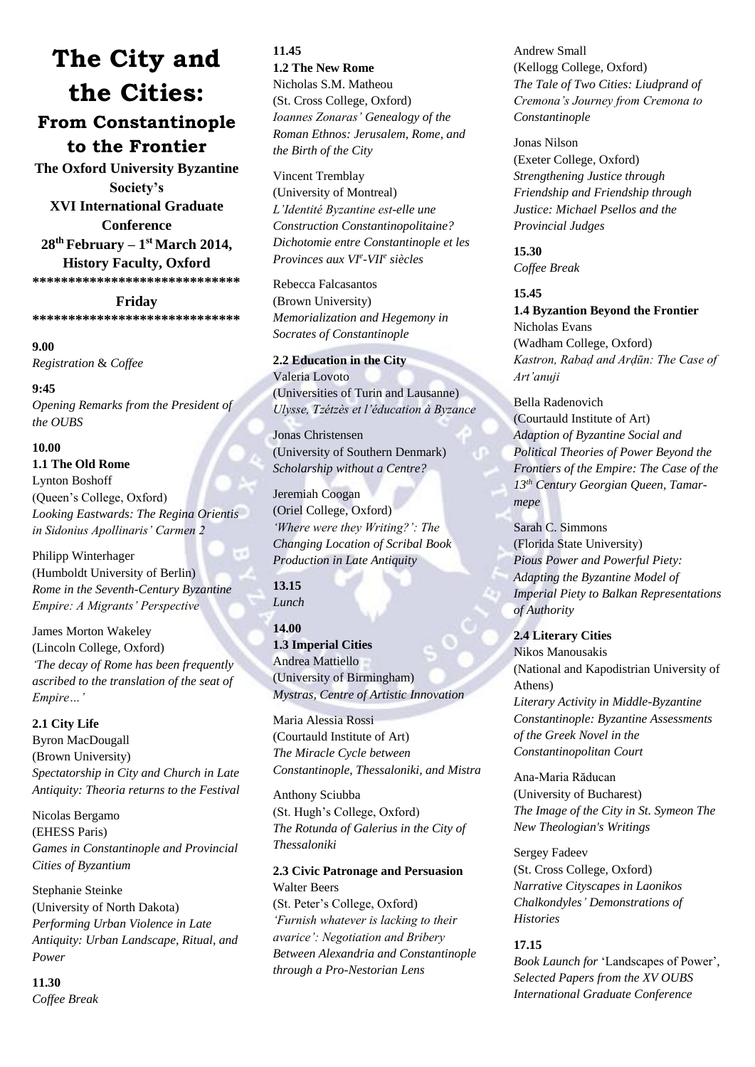# The City and the Cities:

## From Constantinople to the Frontier

**The Oxford University Byzantine Society's**
**XVI International Graduate Conference**
**28th February – 1st March 2014,**
**History Faculty, Oxford**

******************************

**Friday**

******************************

**9.00**
*Registration & Coffee*

**9:45**
*Opening Remarks from the President of the OUBS*

**10.00**
**1.1 The Old Rome**

Lynton Boshoff
(Queen's College, Oxford)
*Looking Eastwards: The Regina Orientis in Sidonius Apollinaris' Carmen 2*

Philipp Winterhager
(Humboldt University of Berlin)
*Rome in the Seventh-Century Byzantine Empire: A Migrants' Perspective*

James Morton Wakeley
(Lincoln College, Oxford)
*'The decay of Rome has been frequently ascribed to the translation of the seat of Empire…'*

**2.1 City Life**

Byron MacDougall
(Brown University)
*Spectatorship in City and Church in Late Antiquity: Theoria returns to the Festival*

Nicolas Bergamo
(EHESS Paris)
*Games in Constantinople and Provincial Cities of Byzantium*

Stephanie Steinke
(University of North Dakota)
*Performing Urban Violence in Late Antiquity: Urban Landscape, Ritual, and Power*

**11.30**
*Coffee Break*

**11.45**
**1.2 The New Rome**

Nicholas S.M. Matheou
(St. Cross College, Oxford)
*Ioannes Zonaras' Genealogy of the Roman Ethnos: Jerusalem, Rome, and the Birth of the City*

Vincent Tremblay
(University of Montreal)
*L'Identité Byzantine est-elle une Construction Constantinopolitaine? Dichotomie entre Constantinople et les Provinces aux VIe-VIIe siècles*

Rebecca Falcasantos
(Brown University)
*Memorialization and Hegemony in Socrates of Constantinople*

**2.2 Education in the City**

Valeria Lovoto
(Universities of Turin and Lausanne)
*Ulysse, Tzétzès et l'éducation à Byzance*

Jonas Christensen
(University of Southern Denmark)
*Scholarship without a Centre?*

Jeremiah Coogan
(Oriel College, Oxford)
*'Where were they Writing?': The Changing Location of Scribal Book Production in Late Antiquity*

**13.15**
*Lunch*

**14.00**
**1.3 Imperial Cities**

Andrea Mattiello
(University of Birmingham)
*Mystras, Centre of Artistic Innovation*

Maria Alessia Rossi
(Courtauld Institute of Art)
*The Miracle Cycle between Constantinople, Thessaloniki, and Mistra*

Anthony Sciubba
(St. Hugh's College, Oxford)
*The Rotunda of Galerius in the City of Thessaloniki*

**2.3 Civic Patronage and Persuasion**

Walter Beers
(St. Peter's College, Oxford)
*'Furnish whatever is lacking to their avarice': Negotiation and Bribery Between Alexandria and Constantinople through a Pro-Nestorian Lens*

Andrew Small
(Kellogg College, Oxford)
*The Tale of Two Cities: Liudprand of Cremona's Journey from Cremona to Constantinople*

Jonas Nilson
(Exeter College, Oxford)
*Strengthening Justice through Friendship and Friendship through Justice: Michael Psellos and the Provincial Judges*

**15.30**
*Coffee Break*

**15.45**
**1.4 Byzantion Beyond the Frontier**

Nicholas Evans
(Wadham College, Oxford)
*Kastron, Rabaḍ and Arḍūn: The Case of Art'anuji*

Bella Radenovich
(Courtauld Institute of Art)
*Adaption of Byzantine Social and Political Theories of Power Beyond the Frontiers of the Empire: The Case of the 13th Century Georgian Queen, Tamar-mepe*

Sarah C. Simmons
(Florida State University)
*Pious Power and Powerful Piety: Adapting the Byzantine Model of Imperial Piety to Balkan Representations of Authority*

**2.4 Literary Cities**

Nikos Manousakis
(National and Kapodistrian University of Athens)
*Literary Activity in Middle-Byzantine Constantinople: Byzantine Assessments of the Greek Novel in the Constantinopolitan Court*

Ana-Maria Răducan
(University of Bucharest)
*The Image of the City in St. Symeon The New Theologian's Writings*

Sergey Fadeev
(St. Cross College, Oxford)
*Narrative Cityscapes in Laonikos Chalkondyles' Demonstrations of Histories*

**17.15**
*Book Launch for* 'Landscapes of Power', *Selected Papers from the XV OUBS International Graduate Conference*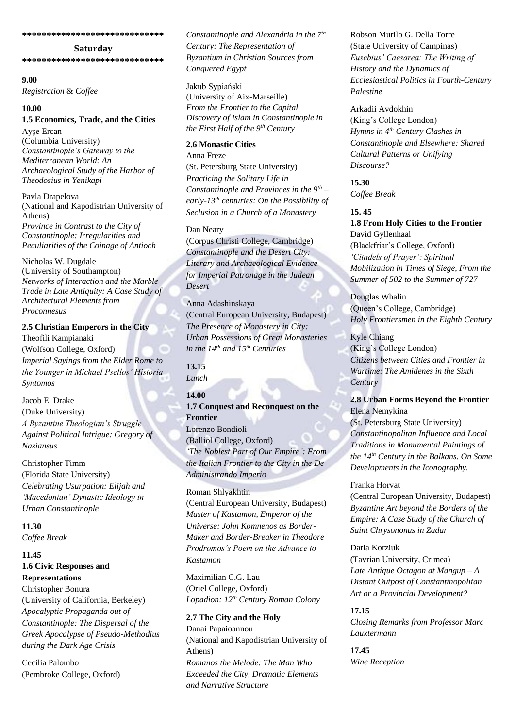*****************************

## Saturday

*****************************

**9.00**
*Registration* & *Coffee*

**10.00**

**1.5 Economics, Trade, and the Cities**

Ayşe Ercan
(Columbia University)
*Constantinople's Gateway to the Mediterranean World: An Archaeological Study of the Harbor of Theodosius in Yenikapi*

Pavla Drapelova
(National and Kapodistrian University of Athens)
*Province in Contrast to the City of Constantinople: Irregularities and Peculiarities of the Coinage of Antioch*

Nicholas W. Dugdale
(University of Southampton)
*Networks of Interaction and the Marble Trade in Late Antiquity: A Case Study of Architectural Elements from Proconnesus*

**2.5 Christian Emperors in the City**

Theofili Kampianaki
(Wolfson College, Oxford)
*Imperial Sayings from the Elder Rome to the Younger in Michael Psellos' Historia Syntomos*

Jacob E. Drake
(Duke University)
*A Byzantine Theologian's Struggle Against Political Intrigue: Gregory of Naziansus*

Christopher Timm
(Florida State University)
*Celebrating Usurpation: Elijah and 'Macedonian' Dynastic Ideology in Urban Constantinople*

**11.30**
*Coffee Break*

**11.45**

**1.6 Civic Responses and Representations**

Christopher Bonura
(University of California, Berkeley)
*Apocalyptic Propaganda out of Constantinople: The Dispersal of the Greek Apocalypse of Pseudo-Methodius during the Dark Age Crisis*

Cecilia Palombo
(Pembroke College, Oxford)
*Constantinople and Alexandria in the 7th Century: The Representation of Byzantium in Christian Sources from Conquered Egypt*

Jakub Sypiański
(University of Aix-Marseille)
*From the Frontier to the Capital. Discovery of Islam in Constantinople in the First Half of the 9th Century*

**2.6 Monastic Cities**

Anna Freze
(St. Petersburg State University)
*Practicing the Solitary Life in Constantinople and Provinces in the 9th – early-13th centuries: On the Possibility of Seclusion in a Church of a Monastery*

Dan Neary
(Corpus Christi College, Cambridge)
*Constantinople and the Desert City: Literary and Archaeological Evidence for Imperial Patronage in the Judean Desert*

Anna Adashinskaya
(Central European University, Budapest)
*The Presence of Monastery in City: Urban Possessions of Great Monasteries in the 14th and 15th Centuries*

**13.15**
*Lunch*

**14.00**

**1.7 Conquest and Reconquest on the Frontier**

Lorenzo Bondioli
(Balliol College, Oxford)
*'The Noblest Part of Our Empire': From the Italian Frontier to the City in the De Administrando Imperio*

Roman Shlyakhtin
(Central European University, Budapest)
*Master of Kastamon, Emperor of the Universe: John Komnenos as Border-Maker and Border-Breaker in Theodore Prodromos's Poem on the Advance to Kastamon*

Maximilian C.G. Lau
(Oriel College, Oxford)
*Lopadion: 12th Century Roman Colony*

**2.7 The City and the Holy**

Danai Papaioannou
(National and Kapodistrian University of Athens)
*Romanos the Melode: The Man Who Exceeded the City, Dramatic Elements and Narrative Structure*

Robson Murilo G. Della Torre
(State University of Campinas)
*Eusebius' Caesarea: The Writing of History and the Dynamics of Ecclesiastical Politics in Fourth-Century Palestine*

Arkadii Avdokhin
(King's College London)
*Hymns in 4th Century Clashes in Constantinople and Elsewhere: Shared Cultural Patterns or Unifying Discourse?*

**15.30**
*Coffee Break*

**15. 45**

**1.8 From Holy Cities to the Frontier**

David Gyllenhaal
(Blackfriar's College, Oxford)
*'Citadels of Prayer': Spiritual Mobilization in Times of Siege, From the Summer of 502 to the Summer of 727*

Douglas Whalin
(Queen's College, Cambridge)
*Holy Frontiersmen in the Eighth Century*

Kyle Chiang
(King's College London)
*Citizens between Cities and Frontier in Wartime: The Amidenes in the Sixth Century*

**2.8 Urban Forms Beyond the Frontier**

Elena Nemykina
(St. Petersburg State University)
*Constantinopolitan Influence and Local Traditions in Monumental Paintings of the 14th Century in the Balkans. On Some Developments in the Iconography.*

Franka Horvat
(Central European University, Budapest)
*Byzantine Art beyond the Borders of the Empire: A Case Study of the Church of Saint Chrysononus in Zadar*

Daria Korziuk
(Tavrian University, Crimea)
*Late Antique Octagon at Mangup – A Distant Outpost of Constantinopolitan Art or a Provincial Development?*

**17.15**
*Closing Remarks from Professor Marc Lauxtermann*

**17.45**
*Wine Reception*